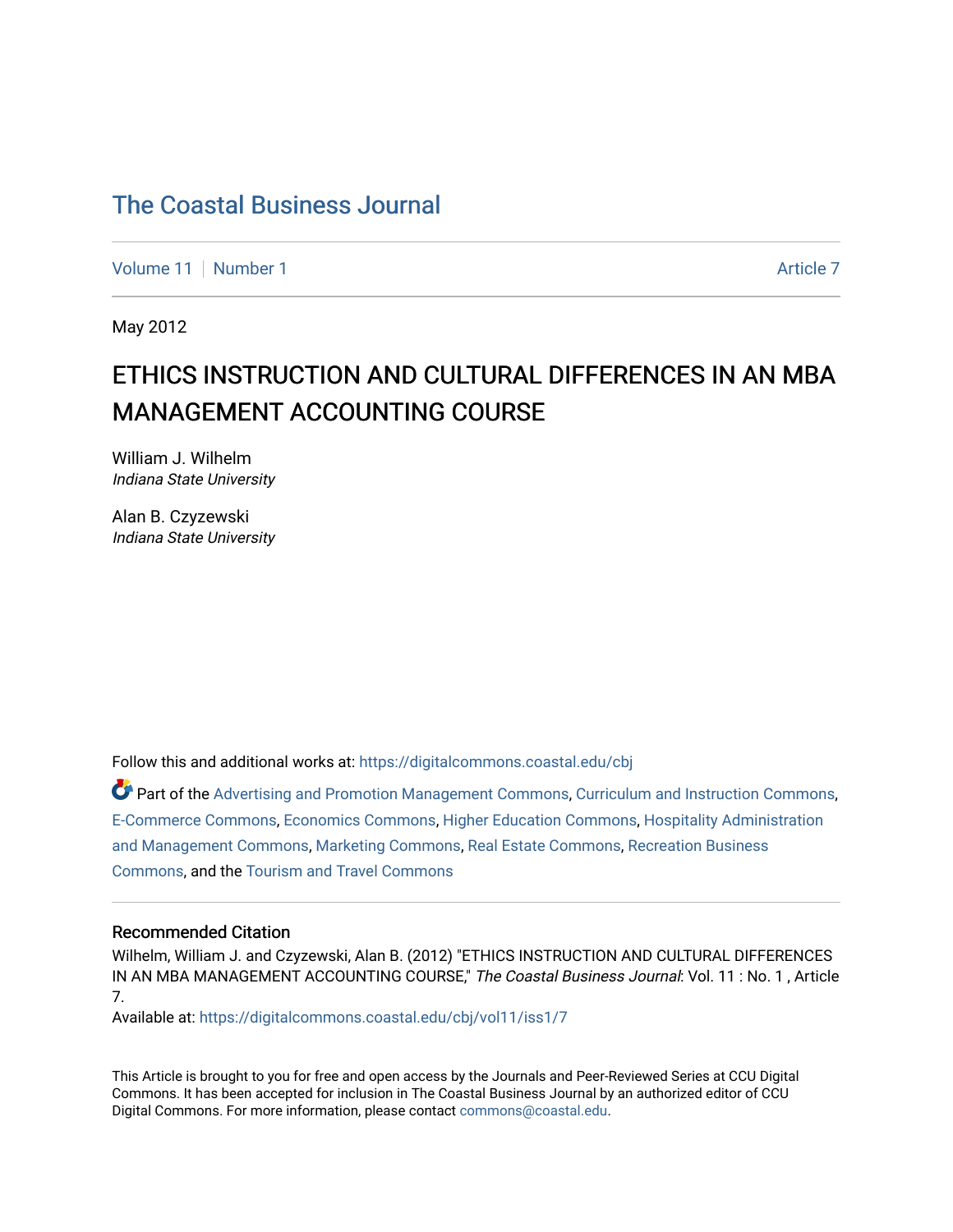# The Coastal Business Journal

Volume 11 | Number 1 | Article 7

May 2012

## ETHICS INSTRUCTION AND CULTURAL DIFFERENCES IN AN MBA MANAGEMENT ACCOUNTING COURSE

William J. Wilhelm
*Indiana State University*

Alan B. Czyzewski
*Indiana State University*

Follow this and additional works at: https://digitalcommons.coastal.edu/cbj

Part of the Advertising and Promotion Management Commons, Curriculum and Instruction Commons, E-Commerce Commons, Economics Commons, Higher Education Commons, Hospitality Administration and Management Commons, Marketing Commons, Real Estate Commons, Recreation Business Commons, and the Tourism and Travel Commons

### Recommended Citation

Wilhelm, William J. and Czyzewski, Alan B. (2012) "ETHICS INSTRUCTION AND CULTURAL DIFFERENCES IN AN MBA MANAGEMENT ACCOUNTING COURSE," *The Coastal Business Journal*: Vol. 11 : No. 1 , Article 7.

Available at: https://digitalcommons.coastal.edu/cbj/vol11/iss1/7

This Article is brought to you for free and open access by the Journals and Peer-Reviewed Series at CCU Digital Commons. It has been accepted for inclusion in The Coastal Business Journal by an authorized editor of CCU Digital Commons. For more information, please contact commons@coastal.edu.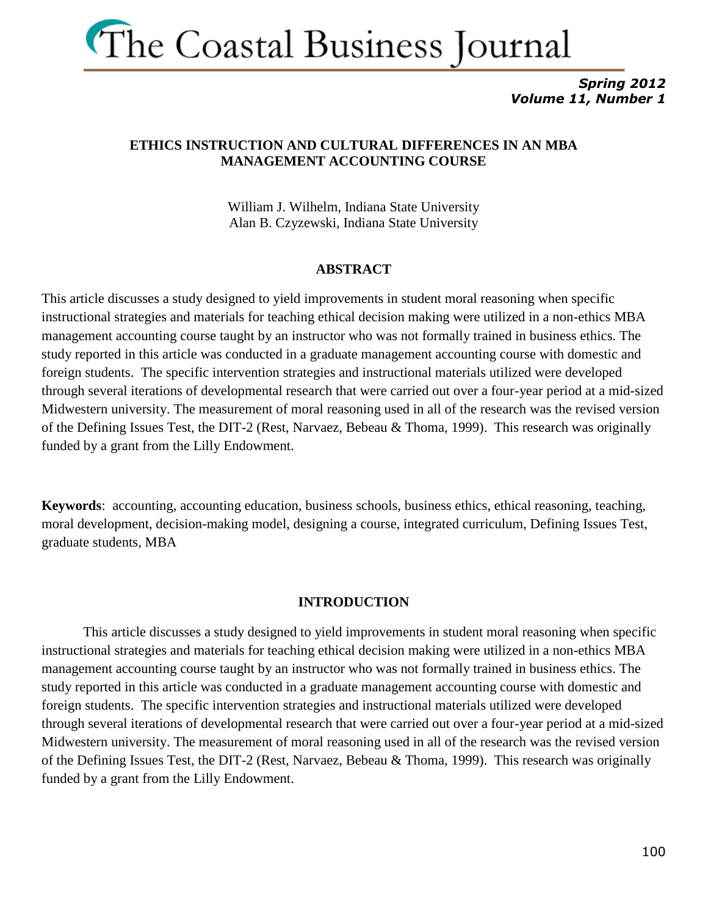# ETHICS INSTRUCTION AND CULTURAL DIFFERENCES IN AN MBA MANAGEMENT ACCOUNTING COURSE

William J. Wilhelm, Indiana State University
Alan B. Czyzewski, Indiana State University

## ABSTRACT

This article discusses a study designed to yield improvements in student moral reasoning when specific instructional strategies and materials for teaching ethical decision making were utilized in a non-ethics MBA management accounting course taught by an instructor who was not formally trained in business ethics. The study reported in this article was conducted in a graduate management accounting course with domestic and foreign students. The specific intervention strategies and instructional materials utilized were developed through several iterations of developmental research that were carried out over a four-year period at a mid-sized Midwestern university. The measurement of moral reasoning used in all of the research was the revised version of the Defining Issues Test, the DIT-2 (Rest, Narvaez, Bebeau & Thoma, 1999). This research was originally funded by a grant from the Lilly Endowment.

**Keywords**: accounting, accounting education, business schools, business ethics, ethical reasoning, teaching, moral development, decision-making model, designing a course, integrated curriculum, Defining Issues Test, graduate students, MBA

## INTRODUCTION

This article discusses a study designed to yield improvements in student moral reasoning when specific instructional strategies and materials for teaching ethical decision making were utilized in a non-ethics MBA management accounting course taught by an instructor who was not formally trained in business ethics. The study reported in this article was conducted in a graduate management accounting course with domestic and foreign students. The specific intervention strategies and instructional materials utilized were developed through several iterations of developmental research that were carried out over a four-year period at a mid-sized Midwestern university. The measurement of moral reasoning used in all of the research was the revised version of the Defining Issues Test, the DIT-2 (Rest, Narvaez, Bebeau & Thoma, 1999). This research was originally funded by a grant from the Lilly Endowment.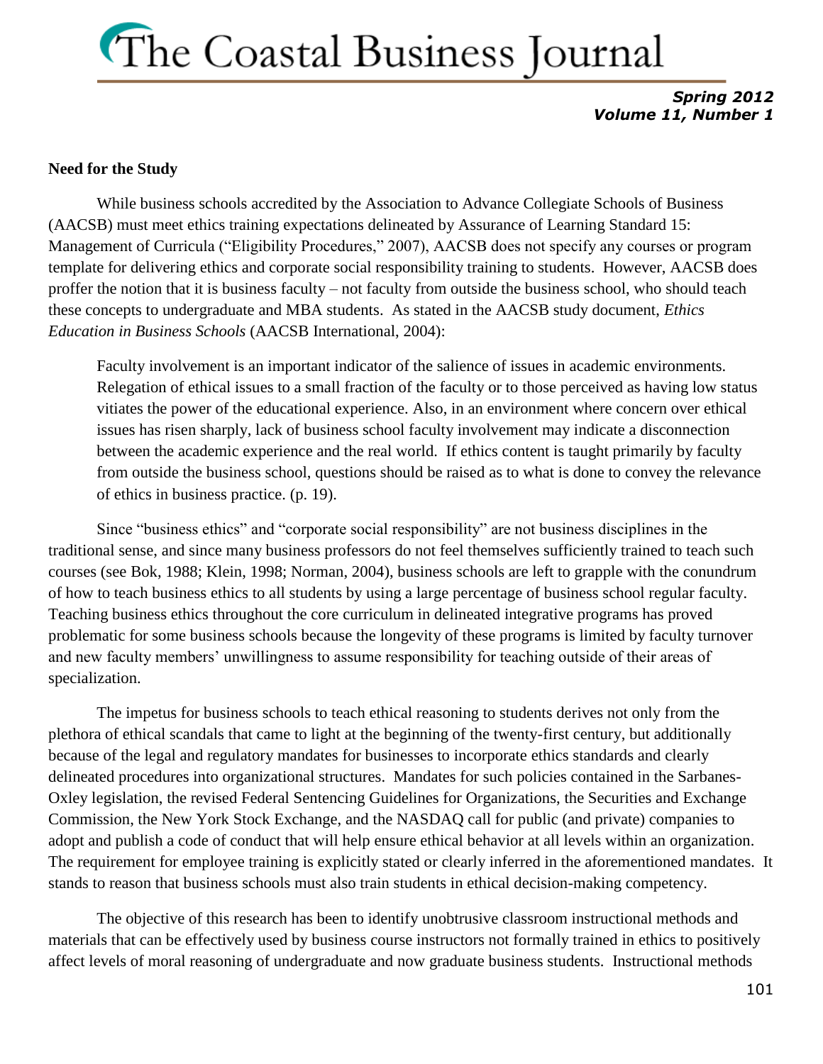## Need for the Study

While business schools accredited by the Association to Advance Collegiate Schools of Business (AACSB) must meet ethics training expectations delineated by Assurance of Learning Standard 15: Management of Curricula ("Eligibility Procedures," 2007), AACSB does not specify any courses or program template for delivering ethics and corporate social responsibility training to students. However, AACSB does proffer the notion that it is business faculty – not faculty from outside the business school, who should teach these concepts to undergraduate and MBA students. As stated in the AACSB study document, *Ethics Education in Business Schools* (AACSB International, 2004):

> Faculty involvement is an important indicator of the salience of issues in academic environments. Relegation of ethical issues to a small fraction of the faculty or to those perceived as having low status vitiates the power of the educational experience. Also, in an environment where concern over ethical issues has risen sharply, lack of business school faculty involvement may indicate a disconnection between the academic experience and the real world. If ethics content is taught primarily by faculty from outside the business school, questions should be raised as to what is done to convey the relevance of ethics in business practice. (p. 19).

Since "business ethics" and "corporate social responsibility" are not business disciplines in the traditional sense, and since many business professors do not feel themselves sufficiently trained to teach such courses (see Bok, 1988; Klein, 1998; Norman, 2004), business schools are left to grapple with the conundrum of how to teach business ethics to all students by using a large percentage of business school regular faculty. Teaching business ethics throughout the core curriculum in delineated integrative programs has proved problematic for some business schools because the longevity of these programs is limited by faculty turnover and new faculty members' unwillingness to assume responsibility for teaching outside of their areas of specialization.

The impetus for business schools to teach ethical reasoning to students derives not only from the plethora of ethical scandals that came to light at the beginning of the twenty-first century, but additionally because of the legal and regulatory mandates for businesses to incorporate ethics standards and clearly delineated procedures into organizational structures. Mandates for such policies contained in the Sarbanes-Oxley legislation, the revised Federal Sentencing Guidelines for Organizations, the Securities and Exchange Commission, the New York Stock Exchange, and the NASDAQ call for public (and private) companies to adopt and publish a code of conduct that will help ensure ethical behavior at all levels within an organization. The requirement for employee training is explicitly stated or clearly inferred in the aforementioned mandates. It stands to reason that business schools must also train students in ethical decision-making competency.

The objective of this research has been to identify unobtrusive classroom instructional methods and materials that can be effectively used by business course instructors not formally trained in ethics to positively affect levels of moral reasoning of undergraduate and now graduate business students. Instructional methods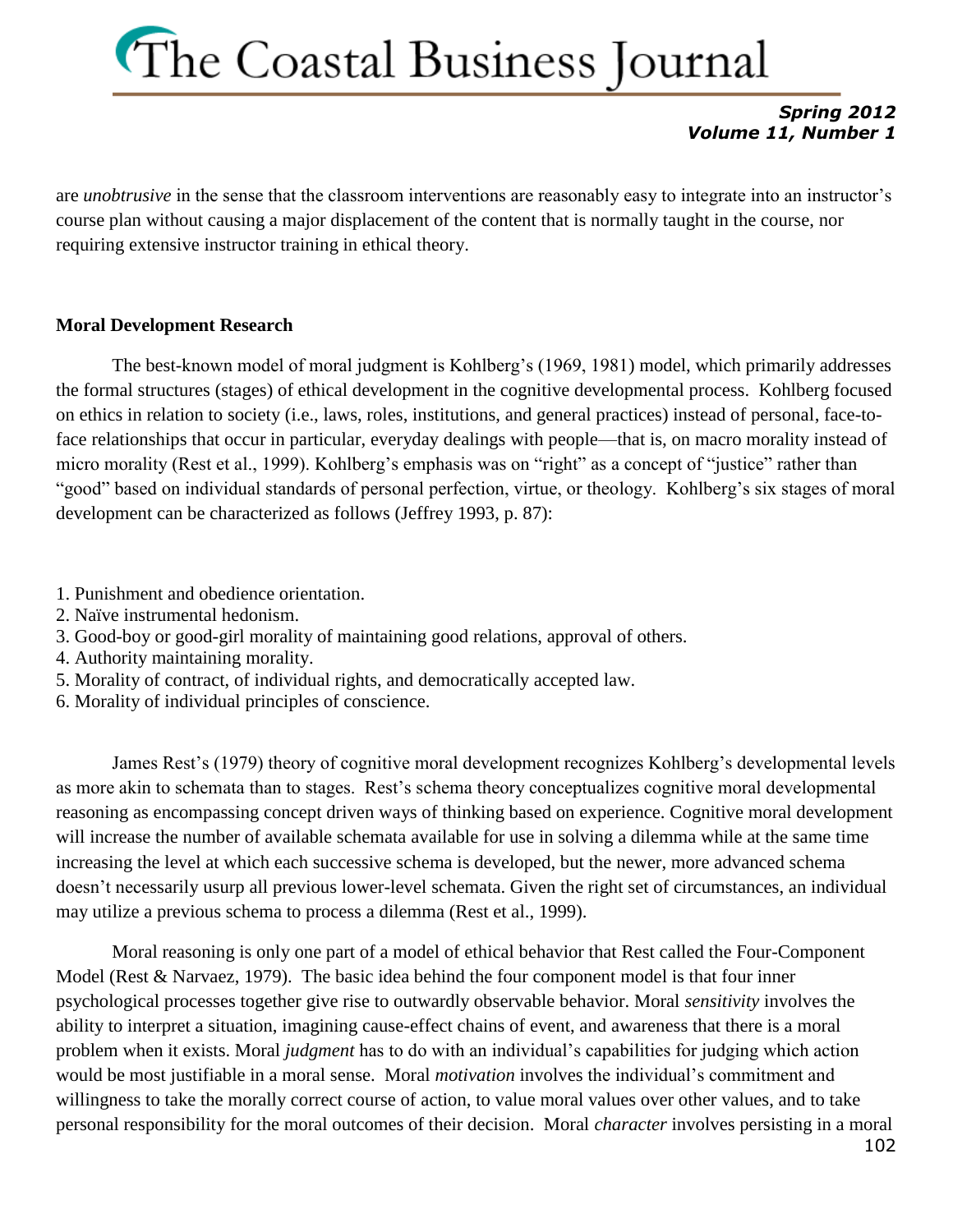are *unobtrusive* in the sense that the classroom interventions are reasonably easy to integrate into an instructor's course plan without causing a major displacement of the content that is normally taught in the course, nor requiring extensive instructor training in ethical theory.

**Moral Development Research**

The best-known model of moral judgment is Kohlberg's (1969, 1981) model, which primarily addresses the formal structures (stages) of ethical development in the cognitive developmental process. Kohlberg focused on ethics in relation to society (i.e., laws, roles, institutions, and general practices) instead of personal, face-to-face relationships that occur in particular, everyday dealings with people—that is, on macro morality instead of micro morality (Rest et al., 1999). Kohlberg's emphasis was on "right" as a concept of "justice" rather than "good" based on individual standards of personal perfection, virtue, or theology. Kohlberg's six stages of moral development can be characterized as follows (Jeffrey 1993, p. 87):

1. Punishment and obedience orientation.
2. Naïve instrumental hedonism.
3. Good-boy or good-girl morality of maintaining good relations, approval of others.
4. Authority maintaining morality.
5. Morality of contract, of individual rights, and democratically accepted law.
6. Morality of individual principles of conscience.

James Rest's (1979) theory of cognitive moral development recognizes Kohlberg's developmental levels as more akin to schemata than to stages. Rest's schema theory conceptualizes cognitive moral developmental reasoning as encompassing concept driven ways of thinking based on experience. Cognitive moral development will increase the number of available schemata available for use in solving a dilemma while at the same time increasing the level at which each successive schema is developed, but the newer, more advanced schema doesn't necessarily usurp all previous lower-level schemata. Given the right set of circumstances, an individual may utilize a previous schema to process a dilemma (Rest et al., 1999).

Moral reasoning is only one part of a model of ethical behavior that Rest called the Four-Component Model (Rest & Narvaez, 1979). The basic idea behind the four component model is that four inner psychological processes together give rise to outwardly observable behavior. Moral *sensitivity* involves the ability to interpret a situation, imagining cause-effect chains of event, and awareness that there is a moral problem when it exists. Moral *judgment* has to do with an individual's capabilities for judging which action would be most justifiable in a moral sense. Moral *motivation* involves the individual's commitment and willingness to take the morally correct course of action, to value moral values over other values, and to take personal responsibility for the moral outcomes of their decision. Moral *character* involves persisting in a moral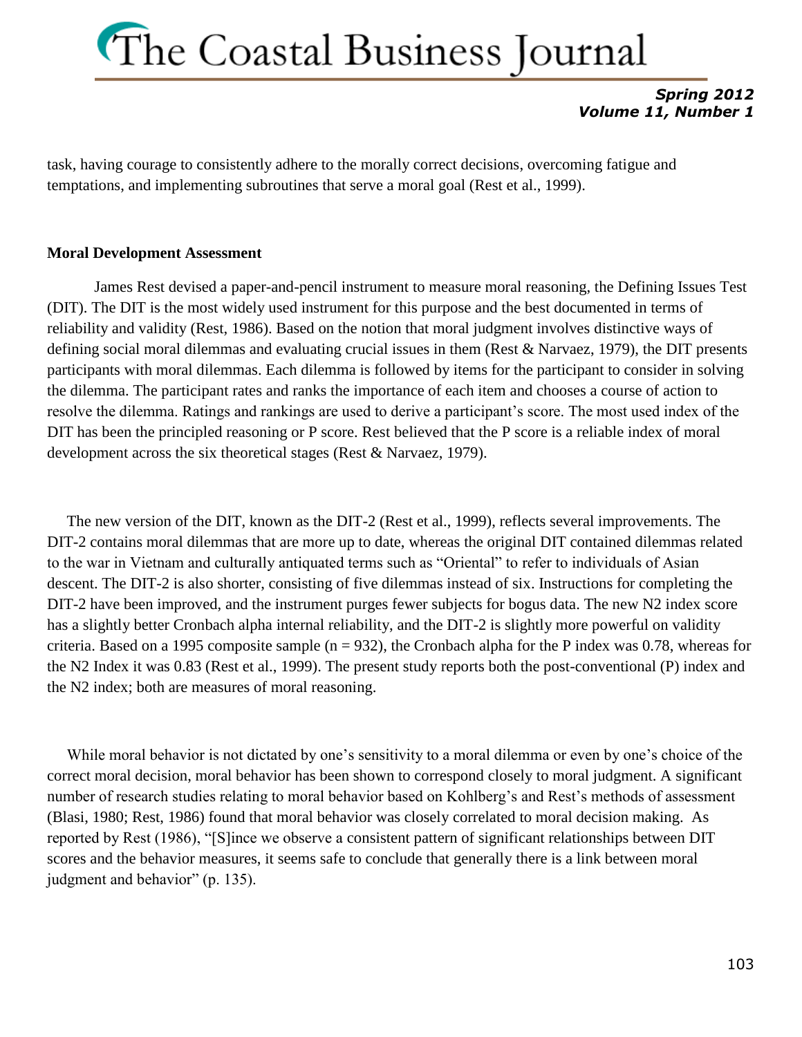task, having courage to consistently adhere to the morally correct decisions, overcoming fatigue and temptations, and implementing subroutines that serve a moral goal (Rest et al., 1999).

**Moral Development Assessment**

James Rest devised a paper-and-pencil instrument to measure moral reasoning, the Defining Issues Test (DIT). The DIT is the most widely used instrument for this purpose and the best documented in terms of reliability and validity (Rest, 1986). Based on the notion that moral judgment involves distinctive ways of defining social moral dilemmas and evaluating crucial issues in them (Rest & Narvaez, 1979), the DIT presents participants with moral dilemmas. Each dilemma is followed by items for the participant to consider in solving the dilemma. The participant rates and ranks the importance of each item and chooses a course of action to resolve the dilemma. Ratings and rankings are used to derive a participant's score. The most used index of the DIT has been the principled reasoning or P score. Rest believed that the P score is a reliable index of moral development across the six theoretical stages (Rest & Narvaez, 1979).

The new version of the DIT, known as the DIT-2 (Rest et al., 1999), reflects several improvements. The DIT-2 contains moral dilemmas that are more up to date, whereas the original DIT contained dilemmas related to the war in Vietnam and culturally antiquated terms such as "Oriental" to refer to individuals of Asian descent. The DIT-2 is also shorter, consisting of five dilemmas instead of six. Instructions for completing the DIT-2 have been improved, and the instrument purges fewer subjects for bogus data. The new N2 index score has a slightly better Cronbach alpha internal reliability, and the DIT-2 is slightly more powerful on validity criteria. Based on a 1995 composite sample ($n = 932$), the Cronbach alpha for the P index was 0.78, whereas for the N2 Index it was 0.83 (Rest et al., 1999). The present study reports both the post-conventional (P) index and the N2 index; both are measures of moral reasoning.

While moral behavior is not dictated by one's sensitivity to a moral dilemma or even by one's choice of the correct moral decision, moral behavior has been shown to correspond closely to moral judgment. A significant number of research studies relating to moral behavior based on Kohlberg's and Rest's methods of assessment (Blasi, 1980; Rest, 1986) found that moral behavior was closely correlated to moral decision making. As reported by Rest (1986), "[S]ince we observe a consistent pattern of significant relationships between DIT scores and the behavior measures, it seems safe to conclude that generally there is a link between moral judgment and behavior" (p. 135).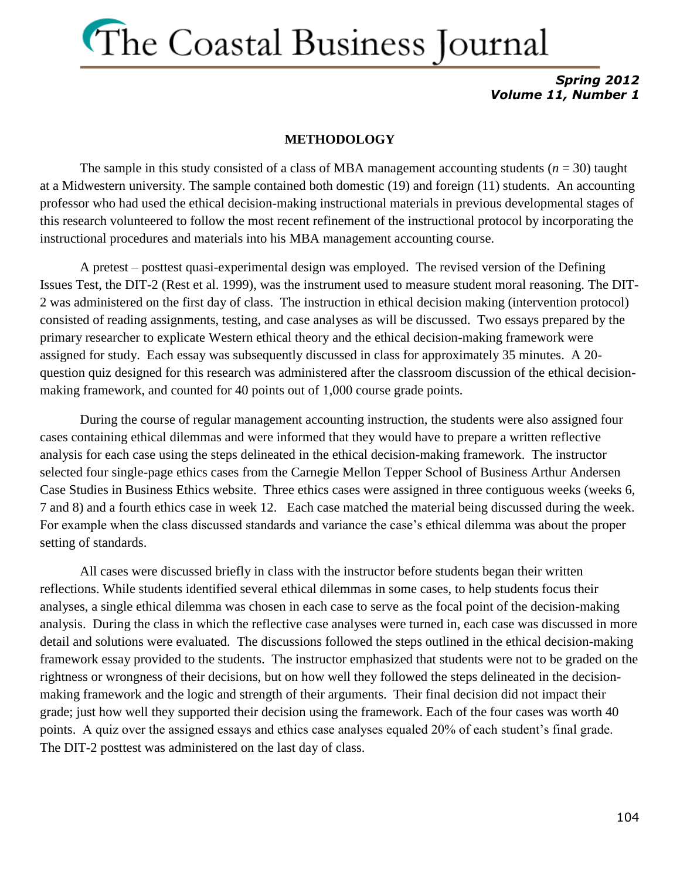## METHODOLOGY

The sample in this study consisted of a class of MBA management accounting students (*n* = 30) taught at a Midwestern university. The sample contained both domestic (19) and foreign (11) students. An accounting professor who had used the ethical decision-making instructional materials in previous developmental stages of this research volunteered to follow the most recent refinement of the instructional protocol by incorporating the instructional procedures and materials into his MBA management accounting course.

A pretest – posttest quasi-experimental design was employed. The revised version of the Defining Issues Test, the DIT-2 (Rest et al. 1999), was the instrument used to measure student moral reasoning. The DIT-2 was administered on the first day of class. The instruction in ethical decision making (intervention protocol) consisted of reading assignments, testing, and case analyses as will be discussed. Two essays prepared by the primary researcher to explicate Western ethical theory and the ethical decision-making framework were assigned for study. Each essay was subsequently discussed in class for approximately 35 minutes. A 20-question quiz designed for this research was administered after the classroom discussion of the ethical decision-making framework, and counted for 40 points out of 1,000 course grade points.

During the course of regular management accounting instruction, the students were also assigned four cases containing ethical dilemmas and were informed that they would have to prepare a written reflective analysis for each case using the steps delineated in the ethical decision-making framework. The instructor selected four single-page ethics cases from the Carnegie Mellon Tepper School of Business Arthur Andersen Case Studies in Business Ethics website. Three ethics cases were assigned in three contiguous weeks (weeks 6, 7 and 8) and a fourth ethics case in week 12. Each case matched the material being discussed during the week. For example when the class discussed standards and variance the case's ethical dilemma was about the proper setting of standards.

All cases were discussed briefly in class with the instructor before students began their written reflections. While students identified several ethical dilemmas in some cases, to help students focus their analyses, a single ethical dilemma was chosen in each case to serve as the focal point of the decision-making analysis. During the class in which the reflective case analyses were turned in, each case was discussed in more detail and solutions were evaluated. The discussions followed the steps outlined in the ethical decision-making framework essay provided to the students. The instructor emphasized that students were not to be graded on the rightness or wrongness of their decisions, but on how well they followed the steps delineated in the decision-making framework and the logic and strength of their arguments. Their final decision did not impact their grade; just how well they supported their decision using the framework. Each of the four cases was worth 40 points. A quiz over the assigned essays and ethics case analyses equaled 20% of each student's final grade. The DIT-2 posttest was administered on the last day of class.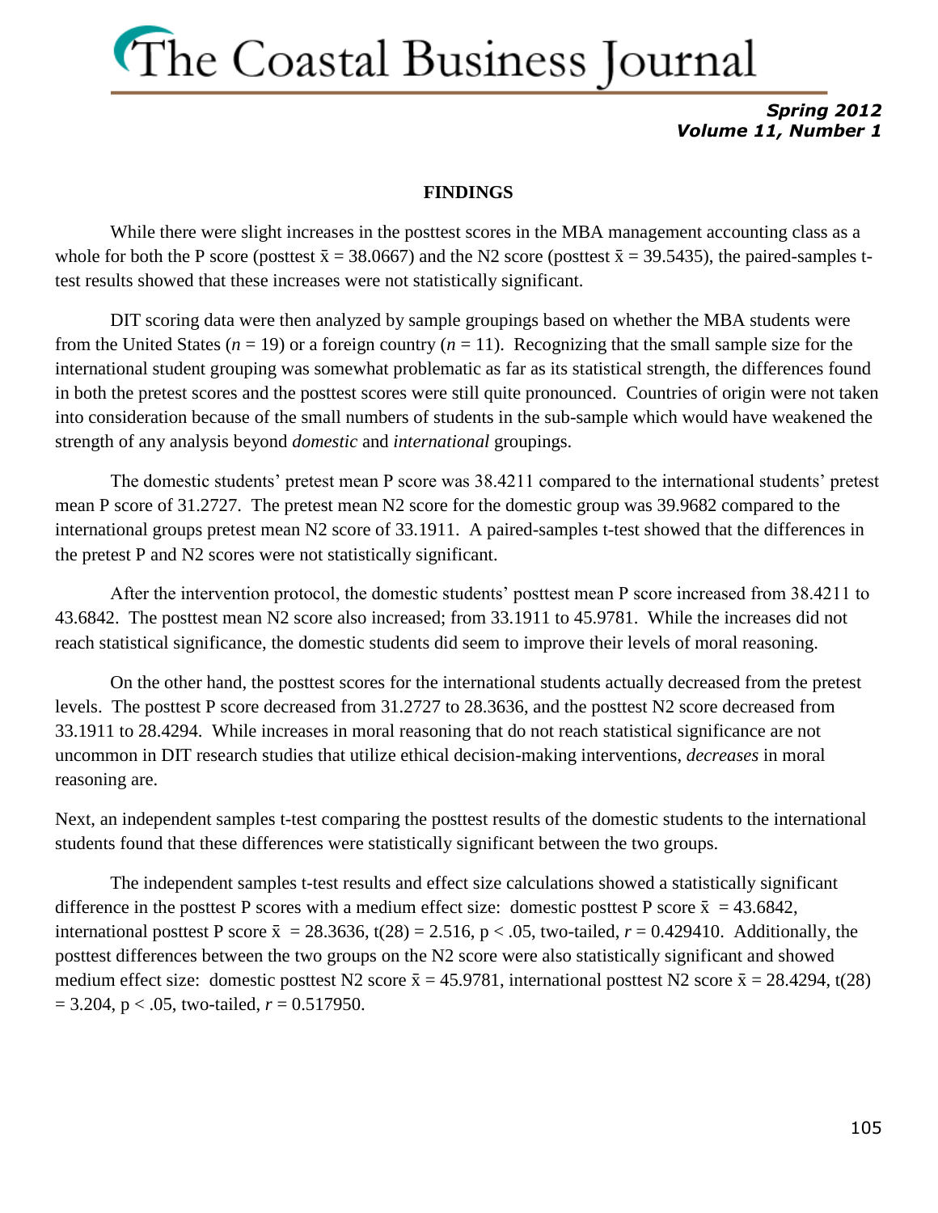## FINDINGS

While there were slight increases in the posttest scores in the MBA management accounting class as a whole for both the P score (posttest $\bar{x} = 38.0667$) and the N2 score (posttest $\bar{x} = 39.5435$), the paired-samples t-test results showed that these increases were not statistically significant.

DIT scoring data were then analyzed by sample groupings based on whether the MBA students were from the United States ($n = 19$) or a foreign country ($n = 11$). Recognizing that the small sample size for the international student grouping was somewhat problematic as far as its statistical strength, the differences found in both the pretest scores and the posttest scores were still quite pronounced. Countries of origin were not taken into consideration because of the small numbers of students in the sub-sample which would have weakened the strength of any analysis beyond *domestic* and *international* groupings.

The domestic students' pretest mean P score was 38.4211 compared to the international students' pretest mean P score of 31.2727. The pretest mean N2 score for the domestic group was 39.9682 compared to the international groups pretest mean N2 score of 33.1911. A paired-samples t-test showed that the differences in the pretest P and N2 scores were not statistically significant.

After the intervention protocol, the domestic students' posttest mean P score increased from 38.4211 to 43.6842. The posttest mean N2 score also increased; from 33.1911 to 45.9781. While the increases did not reach statistical significance, the domestic students did seem to improve their levels of moral reasoning.

On the other hand, the posttest scores for the international students actually decreased from the pretest levels. The posttest P score decreased from 31.2727 to 28.3636, and the posttest N2 score decreased from 33.1911 to 28.4294. While increases in moral reasoning that do not reach statistical significance are not uncommon in DIT research studies that utilize ethical decision-making interventions, *decreases* in moral reasoning are.

Next, an independent samples t-test comparing the posttest results of the domestic students to the international students found that these differences were statistically significant between the two groups.

The independent samples t-test results and effect size calculations showed a statistically significant difference in the posttest P scores with a medium effect size: domestic posttest P score $\bar{x} = 43.6842$, international posttest P score $\bar{x} = 28.3636$, $t(28) = 2.516$, $p < .05$, two-tailed, $r = 0.429410$. Additionally, the posttest differences between the two groups on the N2 score were also statistically significant and showed medium effect size: domestic posttest N2 score $\bar{x} = 45.9781$, international posttest N2 score $\bar{x} = 28.4294$, $t(28) = 3.204$, $p < .05$, two-tailed, $r = 0.517950$.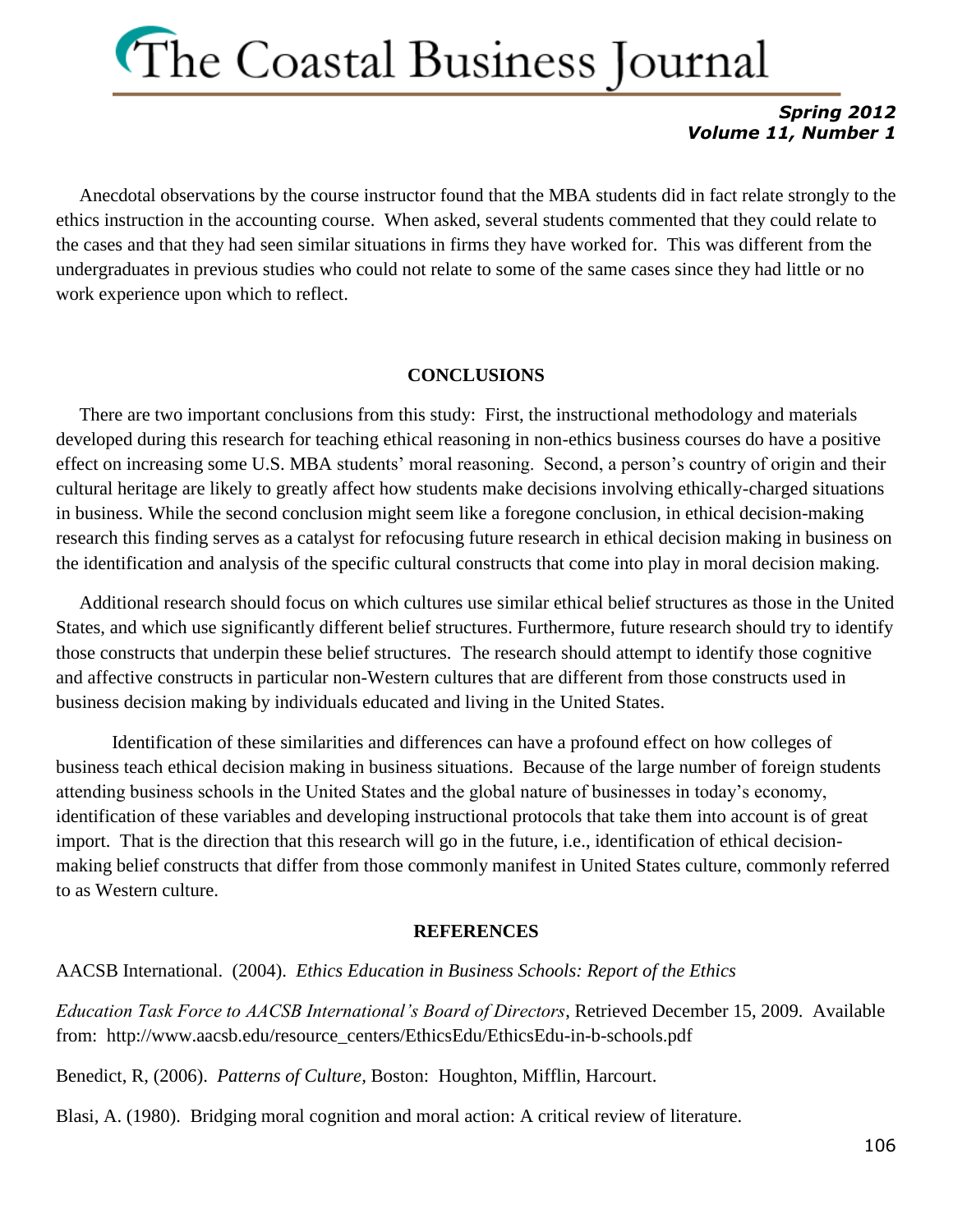Anecdotal observations by the course instructor found that the MBA students did in fact relate strongly to the ethics instruction in the accounting course. When asked, several students commented that they could relate to the cases and that they had seen similar situations in firms they have worked for. This was different from the undergraduates in previous studies who could not relate to some of the same cases since they had little or no work experience upon which to reflect.

## CONCLUSIONS

There are two important conclusions from this study: First, the instructional methodology and materials developed during this research for teaching ethical reasoning in non-ethics business courses do have a positive effect on increasing some U.S. MBA students' moral reasoning. Second, a person's country of origin and their cultural heritage are likely to greatly affect how students make decisions involving ethically-charged situations in business. While the second conclusion might seem like a foregone conclusion, in ethical decision-making research this finding serves as a catalyst for refocusing future research in ethical decision making in business on the identification and analysis of the specific cultural constructs that come into play in moral decision making.

Additional research should focus on which cultures use similar ethical belief structures as those in the United States, and which use significantly different belief structures. Furthermore, future research should try to identify those constructs that underpin these belief structures. The research should attempt to identify those cognitive and affective constructs in particular non-Western cultures that are different from those constructs used in business decision making by individuals educated and living in the United States.

Identification of these similarities and differences can have a profound effect on how colleges of business teach ethical decision making in business situations. Because of the large number of foreign students attending business schools in the United States and the global nature of businesses in today's economy, identification of these variables and developing instructional protocols that take them into account is of great import. That is the direction that this research will go in the future, i.e., identification of ethical decision-making belief constructs that differ from those commonly manifest in United States culture, commonly referred to as Western culture.

## REFERENCES

AACSB International. (2004). *Ethics Education in Business Schools: Report of the Ethics Education Task Force to AACSB International's Board of Directors*, Retrieved December 15, 2009. Available from: http://www.aacsb.edu/resource_centers/EthicsEdu/EthicsEdu-in-b-schools.pdf

Benedict, R, (2006). *Patterns of Culture,* Boston: Houghton, Mifflin, Harcourt.

Blasi, A. (1980). Bridging moral cognition and moral action: A critical review of literature.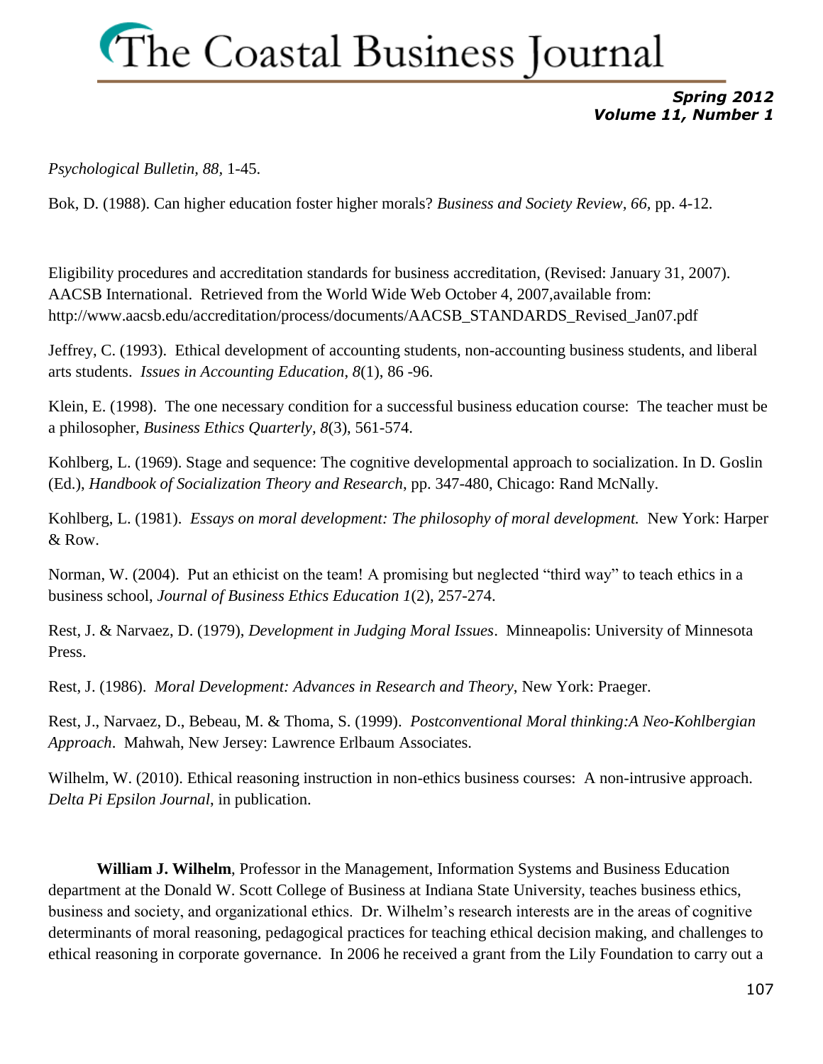*Psychological Bulletin, 88,* 1-45.

Bok, D. (1988). Can higher education foster higher morals? *Business and Society Review, 66,* pp. 4-12.

Eligibility procedures and accreditation standards for business accreditation, (Revised: January 31, 2007). AACSB International. Retrieved from the World Wide Web October 4, 2007,available from: http://www.aacsb.edu/accreditation/process/documents/AACSB_STANDARDS_Revised_Jan07.pdf

Jeffrey, C. (1993). Ethical development of accounting students, non-accounting business students, and liberal arts students. *Issues in Accounting Education*, *8*(1), 86 -96.

Klein, E. (1998). The one necessary condition for a successful business education course: The teacher must be a philosopher, *Business Ethics Quarterly, 8*(3), 561-574.

Kohlberg, L. (1969). Stage and sequence: The cognitive developmental approach to socialization. In D. Goslin (Ed.), *Handbook of Socialization Theory and Research*, pp. 347-480, Chicago: Rand McNally.

Kohlberg, L. (1981). *Essays on moral development: The philosophy of moral development.* New York: Harper & Row.

Norman, W. (2004). Put an ethicist on the team! A promising but neglected "third way" to teach ethics in a business school, *Journal of Business Ethics Education 1*(2), 257-274.

Rest, J. & Narvaez, D. (1979), *Development in Judging Moral Issues*. Minneapolis: University of Minnesota Press.

Rest, J. (1986). *Moral Development: Advances in Research and Theory*, New York: Praeger.

Rest, J., Narvaez, D., Bebeau, M. & Thoma, S. (1999). *Postconventional Moral thinking:A Neo-Kohlbergian Approach*. Mahwah, New Jersey: Lawrence Erlbaum Associates.

Wilhelm, W. (2010). Ethical reasoning instruction in non-ethics business courses: A non-intrusive approach. *Delta Pi Epsilon Journal*, in publication.

**William J. Wilhelm**, Professor in the Management, Information Systems and Business Education department at the Donald W. Scott College of Business at Indiana State University, teaches business ethics, business and society, and organizational ethics. Dr. Wilhelm's research interests are in the areas of cognitive determinants of moral reasoning, pedagogical practices for teaching ethical decision making, and challenges to ethical reasoning in corporate governance. In 2006 he received a grant from the Lily Foundation to carry out a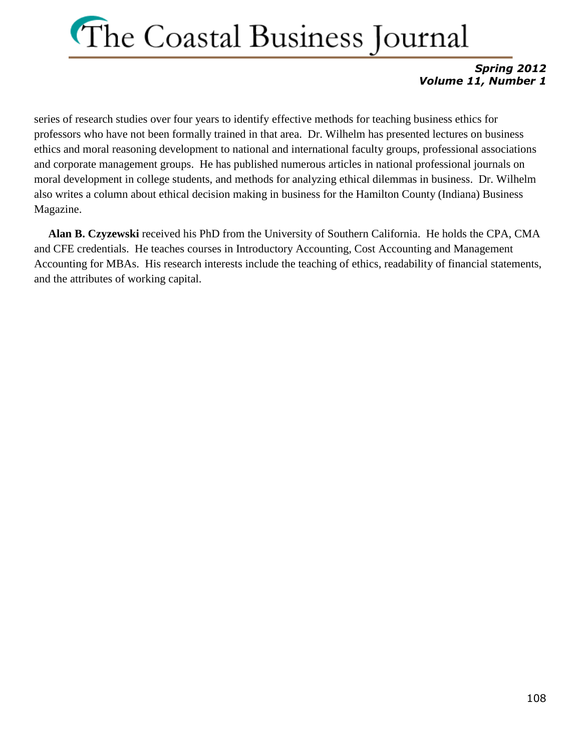series of research studies over four years to identify effective methods for teaching business ethics for professors who have not been formally trained in that area. Dr. Wilhelm has presented lectures on business ethics and moral reasoning development to national and international faculty groups, professional associations and corporate management groups. He has published numerous articles in national professional journals on moral development in college students, and methods for analyzing ethical dilemmas in business. Dr. Wilhelm also writes a column about ethical decision making in business for the Hamilton County (Indiana) Business Magazine.

**Alan B. Czyzewski** received his PhD from the University of Southern California. He holds the CPA, CMA and CFE credentials. He teaches courses in Introductory Accounting, Cost Accounting and Management Accounting for MBAs. His research interests include the teaching of ethics, readability of financial statements, and the attributes of working capital.